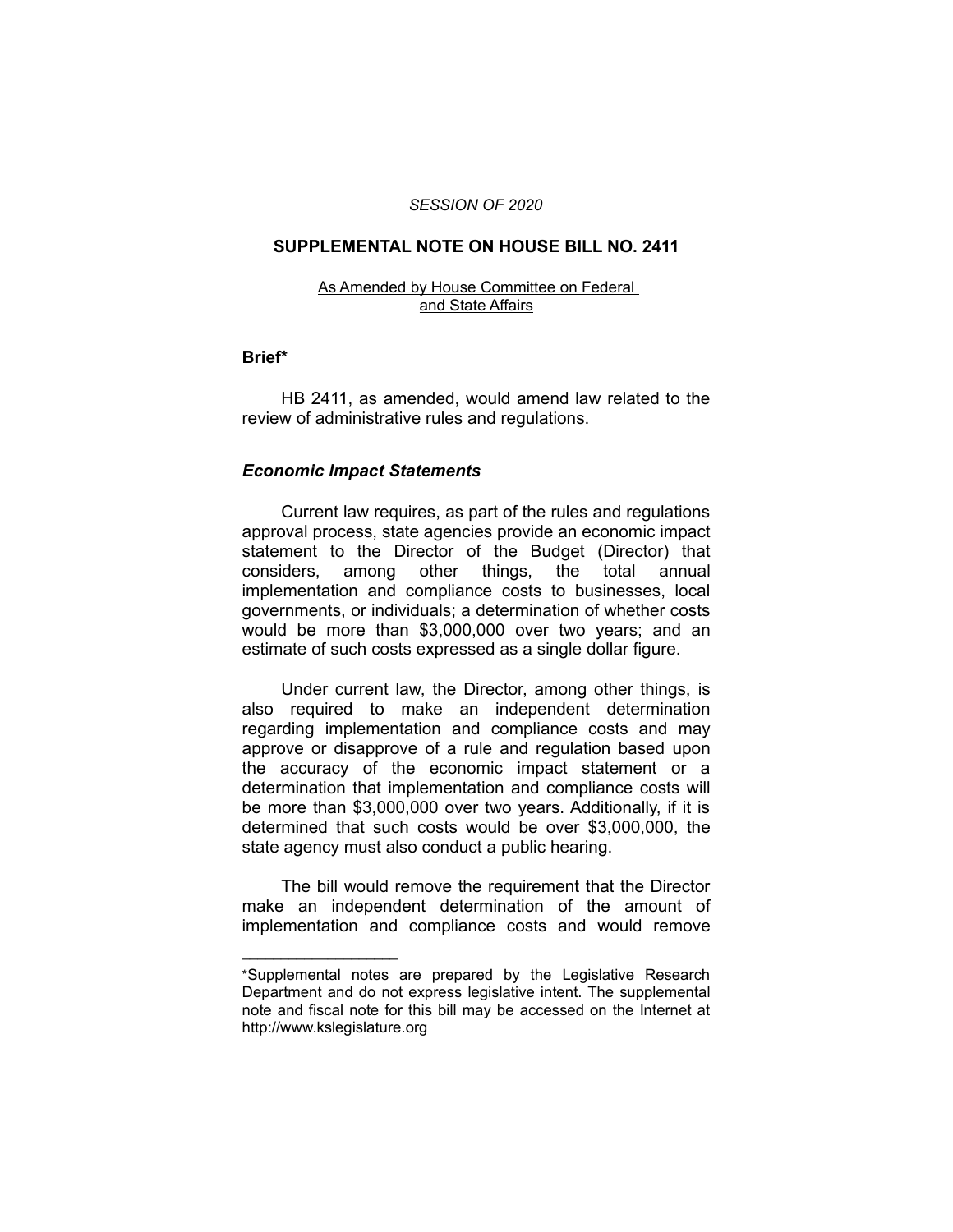*SESSION OF 2020*

## SUPPLEMENTAL NOTE ON HOUSE BILL NO. 2411

As Amended by House Committee on Federal and State Affairs

### Brief*

HB 2411, as amended, would amend law related to the review of administrative rules and regulations.

### *Economic Impact Statements*

Current law requires, as part of the rules and regulations approval process, state agencies provide an economic impact statement to the Director of the Budget (Director) that considers, among other things, the total annual implementation and compliance costs to businesses, local governments, or individuals; a determination of whether costs would be more than $3,000,000 over two years; and an estimate of such costs expressed as a single dollar figure.

Under current law, the Director, among other things, is also required to make an independent determination regarding implementation and compliance costs and may approve or disapprove of a rule and regulation based upon the accuracy of the economic impact statement or a determination that implementation and compliance costs will be more than $3,000,000 over two years. Additionally, if it is determined that such costs would be over $3,000,000, the state agency must also conduct a public hearing.

The bill would remove the requirement that the Director make an independent determination of the amount of implementation and compliance costs and would remove

____________________

*Supplemental notes are prepared by the Legislative Research Department and do not express legislative intent. The supplemental note and fiscal note for this bill may be accessed on the Internet at http://www.kslegislature.org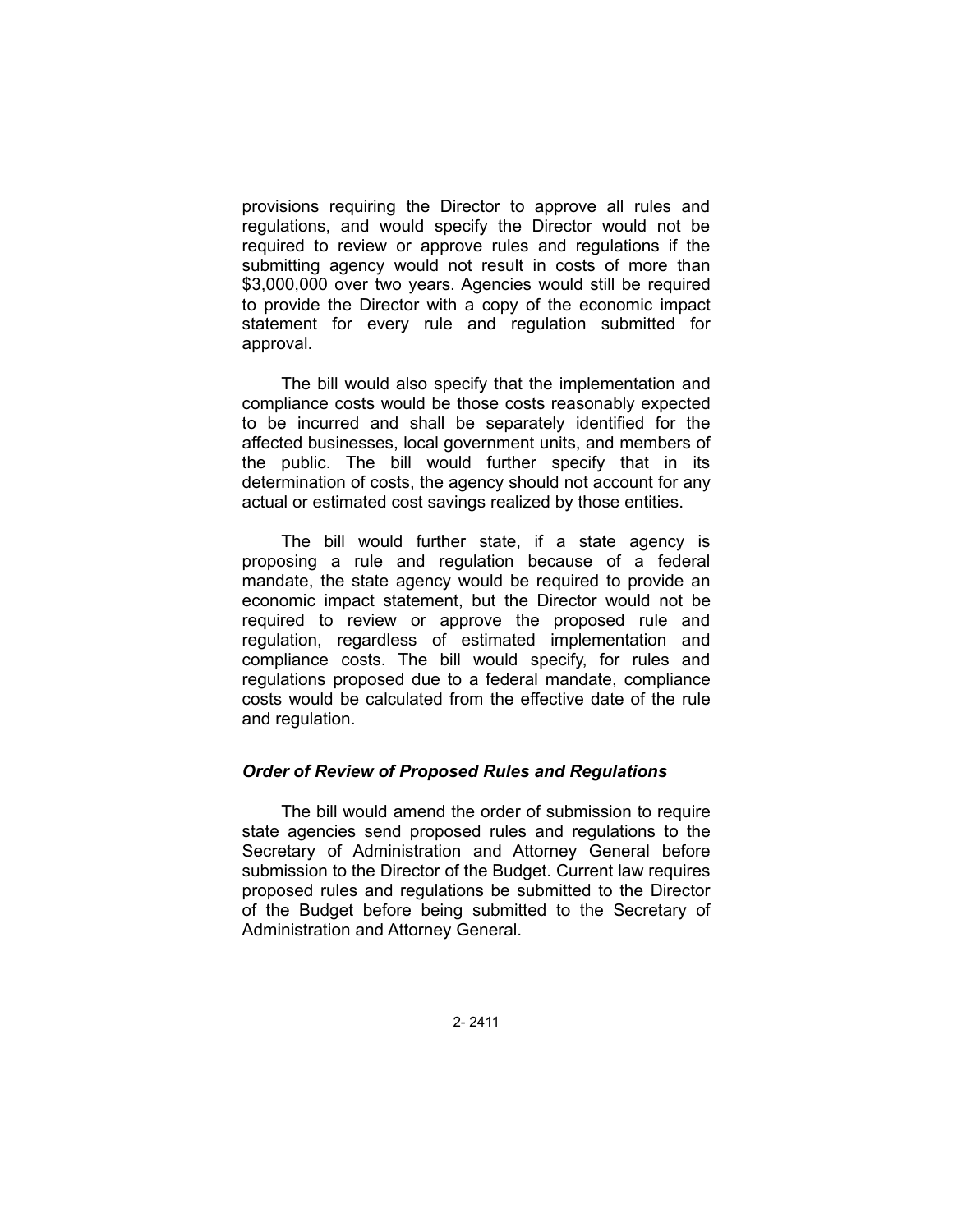provisions requiring the Director to approve all rules and regulations, and would specify the Director would not be required to review or approve rules and regulations if the submitting agency would not result in costs of more than $3,000,000 over two years. Agencies would still be required to provide the Director with a copy of the economic impact statement for every rule and regulation submitted for approval.

The bill would also specify that the implementation and compliance costs would be those costs reasonably expected to be incurred and shall be separately identified for the affected businesses, local government units, and members of the public. The bill would further specify that in its determination of costs, the agency should not account for any actual or estimated cost savings realized by those entities.

The bill would further state, if a state agency is proposing a rule and regulation because of a federal mandate, the state agency would be required to provide an economic impact statement, but the Director would not be required to review or approve the proposed rule and regulation, regardless of estimated implementation and compliance costs. The bill would specify, for rules and regulations proposed due to a federal mandate, compliance costs would be calculated from the effective date of the rule and regulation.

### *Order of Review of Proposed Rules and Regulations*

The bill would amend the order of submission to require state agencies send proposed rules and regulations to the Secretary of Administration and Attorney General before submission to the Director of the Budget. Current law requires proposed rules and regulations be submitted to the Director of the Budget before being submitted to the Secretary of Administration and Attorney General.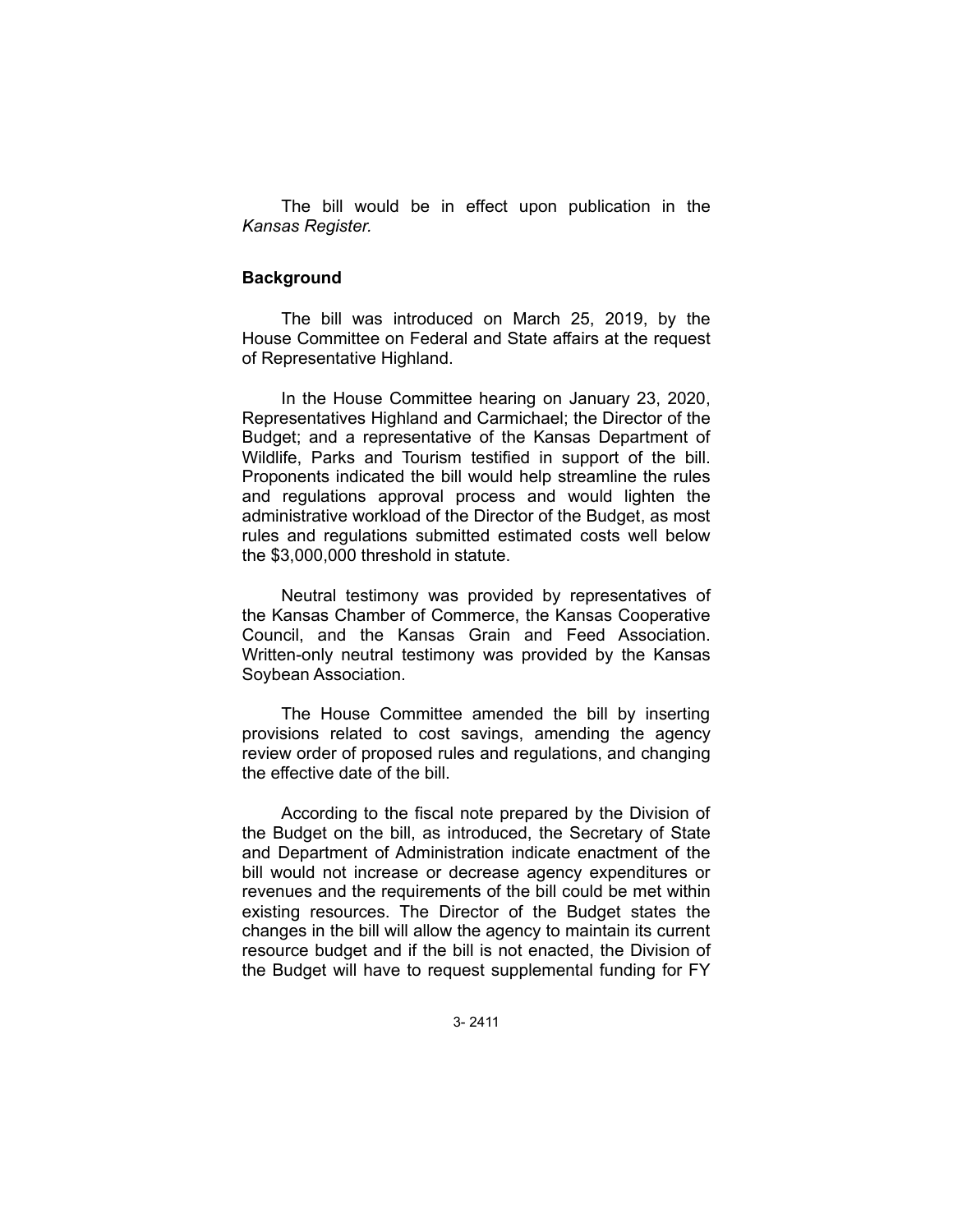The bill would be in effect upon publication in the *Kansas Register.*

## Background

The bill was introduced on March 25, 2019, by the House Committee on Federal and State affairs at the request of Representative Highland.

In the House Committee hearing on January 23, 2020, Representatives Highland and Carmichael; the Director of the Budget; and a representative of the Kansas Department of Wildlife, Parks and Tourism testified in support of the bill. Proponents indicated the bill would help streamline the rules and regulations approval process and would lighten the administrative workload of the Director of the Budget, as most rules and regulations submitted estimated costs well below the $3,000,000 threshold in statute.

Neutral testimony was provided by representatives of the Kansas Chamber of Commerce, the Kansas Cooperative Council, and the Kansas Grain and Feed Association. Written-only neutral testimony was provided by the Kansas Soybean Association.

The House Committee amended the bill by inserting provisions related to cost savings, amending the agency review order of proposed rules and regulations, and changing the effective date of the bill.

According to the fiscal note prepared by the Division of the Budget on the bill, as introduced, the Secretary of State and Department of Administration indicate enactment of the bill would not increase or decrease agency expenditures or revenues and the requirements of the bill could be met within existing resources. The Director of the Budget states the changes in the bill will allow the agency to maintain its current resource budget and if the bill is not enacted, the Division of the Budget will have to request supplemental funding for FY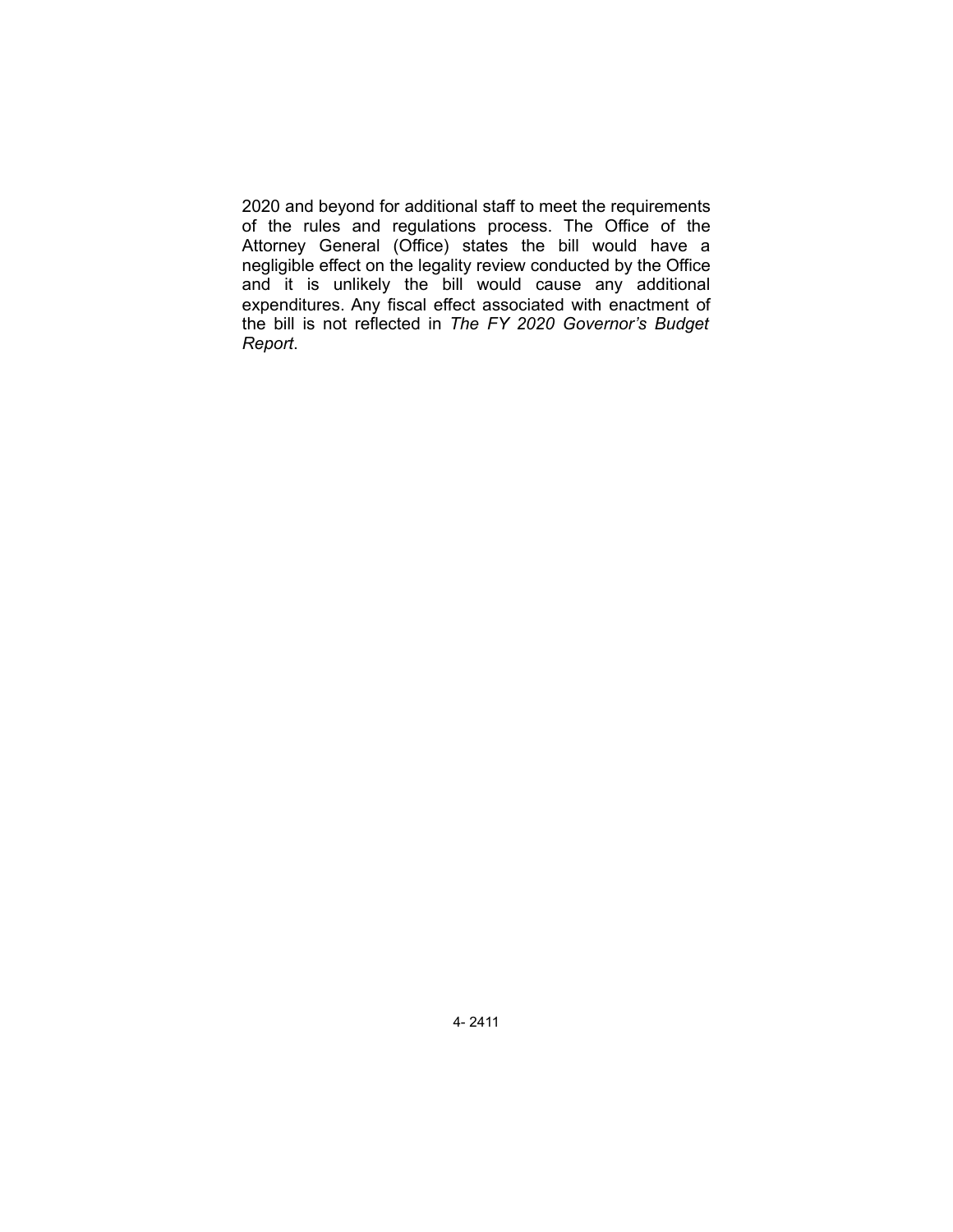2020 and beyond for additional staff to meet the requirements of the rules and regulations process. The Office of the Attorney General (Office) states the bill would have a negligible effect on the legality review conducted by the Office and it is unlikely the bill would cause any additional expenditures. Any fiscal effect associated with enactment of the bill is not reflected in *The FY 2020 Governor's Budget Report*.